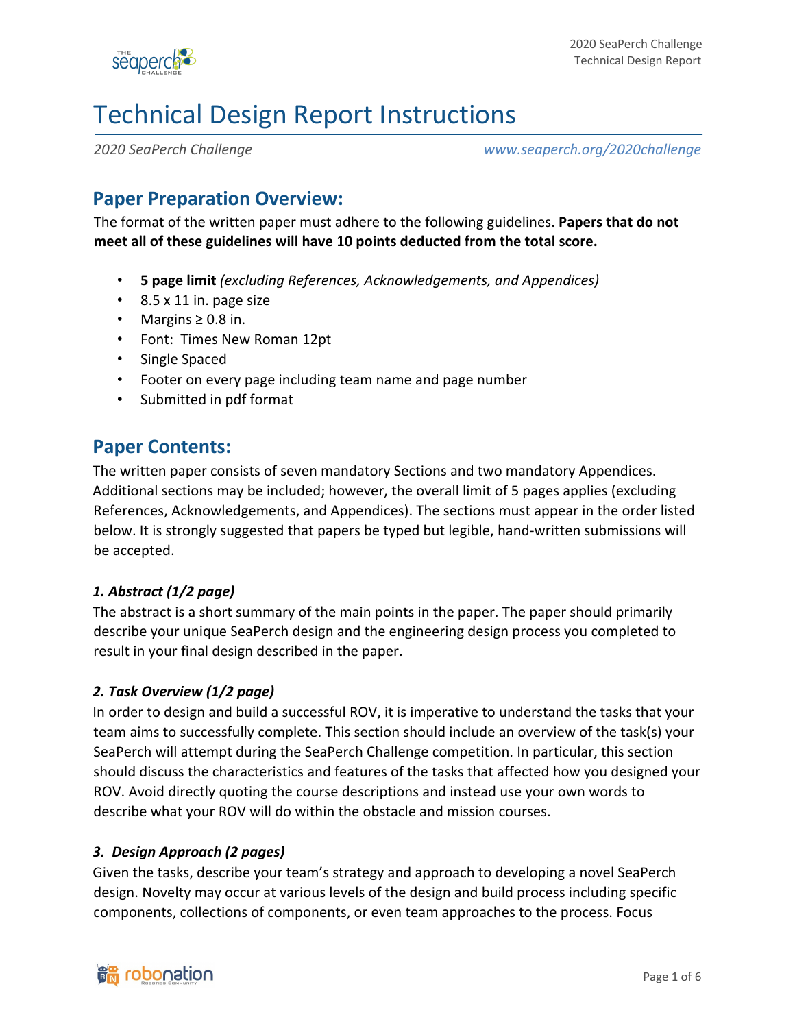# Technical Design Report Instructions

*2020 SeaPerch Challenge* *www.seaperch.org/2020challenge*

## Paper Preparation Overview:

The format of the written paper must adhere to the following guidelines. **Papers that do not meet all of these guidelines will have 10 points deducted from the total score.**

- **5 page limit** *(excluding References, Acknowledgements, and Appendices)*
- 8.5 x 11 in. page size
- Margins ≥ 0.8 in.
- Font: Times New Roman 12pt
- Single Spaced
- Footer on every page including team name and page number
- Submitted in pdf format

## Paper Contents:

The written paper consists of seven mandatory Sections and two mandatory Appendices. Additional sections may be included; however, the overall limit of 5 pages applies (excluding References, Acknowledgements, and Appendices). The sections must appear in the order listed below. It is strongly suggested that papers be typed but legible, hand-written submissions will be accepted.

### *1. Abstract (1/2 page)*

The abstract is a short summary of the main points in the paper. The paper should primarily describe your unique SeaPerch design and the engineering design process you completed to result in your final design described in the paper.

### *2. Task Overview (1/2 page)*

In order to design and build a successful ROV, it is imperative to understand the tasks that your team aims to successfully complete. This section should include an overview of the task(s) your SeaPerch will attempt during the SeaPerch Challenge competition. In particular, this section should discuss the characteristics and features of the tasks that affected how you designed your ROV. Avoid directly quoting the course descriptions and instead use your own words to describe what your ROV will do within the obstacle and mission courses.

### *3. Design Approach (2 pages)*

Given the tasks, describe your team's strategy and approach to developing a novel SeaPerch design. Novelty may occur at various levels of the design and build process including specific components, collections of components, or even team approaches to the process. Focus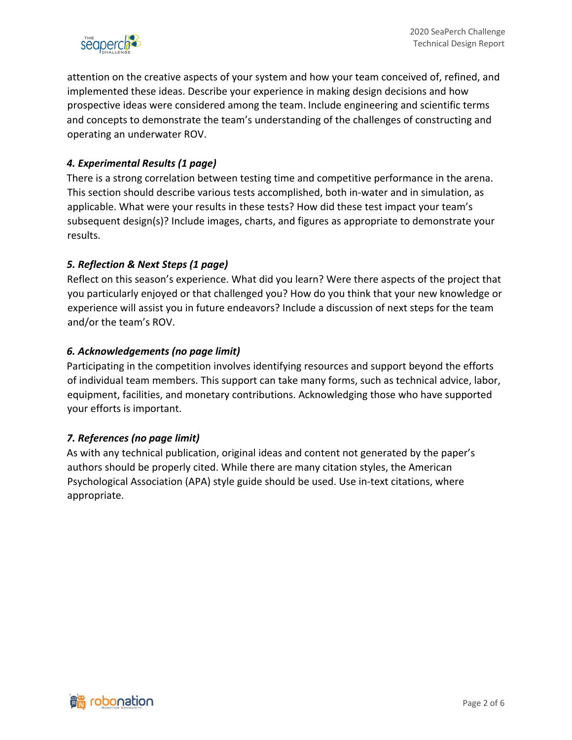attention on the creative aspects of your system and how your team conceived of, refined, and implemented these ideas. Describe your experience in making design decisions and how prospective ideas were considered among the team. Include engineering and scientific terms and concepts to demonstrate the team's understanding of the challenges of constructing and operating an underwater ROV.

### *4. Experimental Results (1 page)*

There is a strong correlation between testing time and competitive performance in the arena. This section should describe various tests accomplished, both in-water and in simulation, as applicable. What were your results in these tests? How did these test impact your team's subsequent design(s)? Include images, charts, and figures as appropriate to demonstrate your results.

### *5. Reflection & Next Steps (1 page)*

Reflect on this season's experience. What did you learn? Were there aspects of the project that you particularly enjoyed or that challenged you? How do you think that your new knowledge or experience will assist you in future endeavors? Include a discussion of next steps for the team and/or the team's ROV.

### *6. Acknowledgements (no page limit)*

Participating in the competition involves identifying resources and support beyond the efforts of individual team members. This support can take many forms, such as technical advice, labor, equipment, facilities, and monetary contributions. Acknowledging those who have supported your efforts is important.

### *7. References (no page limit)*

As with any technical publication, original ideas and content not generated by the paper's authors should be properly cited. While there are many citation styles, the American Psychological Association (APA) style guide should be used. Use in-text citations, where appropriate.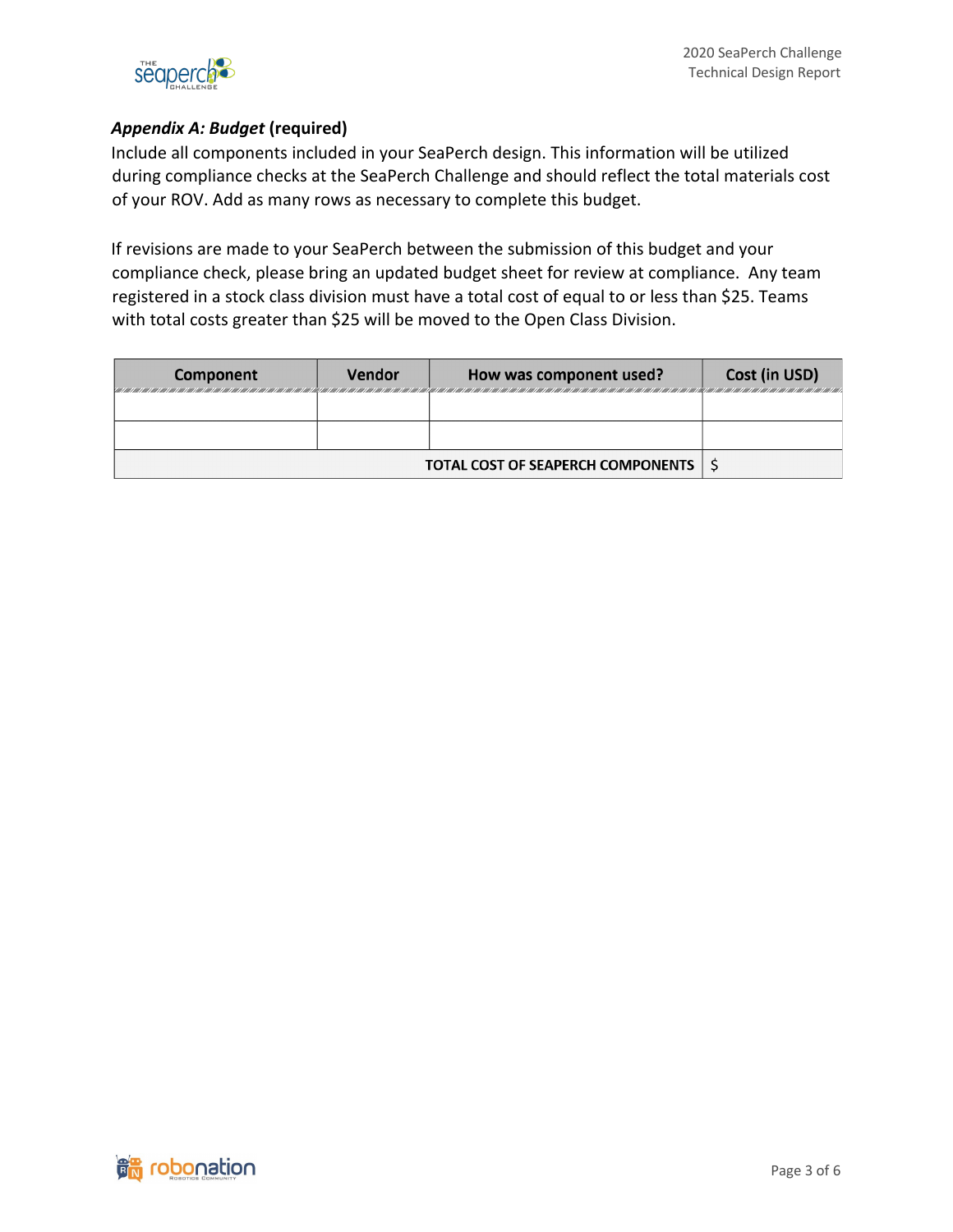### ***Appendix A: Budget*** **(required)**

Include all components included in your SeaPerch design. This information will be utilized during compliance checks at the SeaPerch Challenge and should reflect the total materials cost of your ROV. Add as many rows as necessary to complete this budget.

If revisions are made to your SeaPerch between the submission of this budget and your compliance check, please bring an updated budget sheet for review at compliance. Any team registered in a stock class division must have a total cost of equal to or less than $25. Teams with total costs greater than $25 will be moved to the Open Class Division.

| Component | Vendor | How was component used? | Cost (in USD) |
| --- | --- | --- | --- |
| | | | |
| | | | |
| | | **TOTAL COST OF SEAPERCH COMPONENTS** | $ |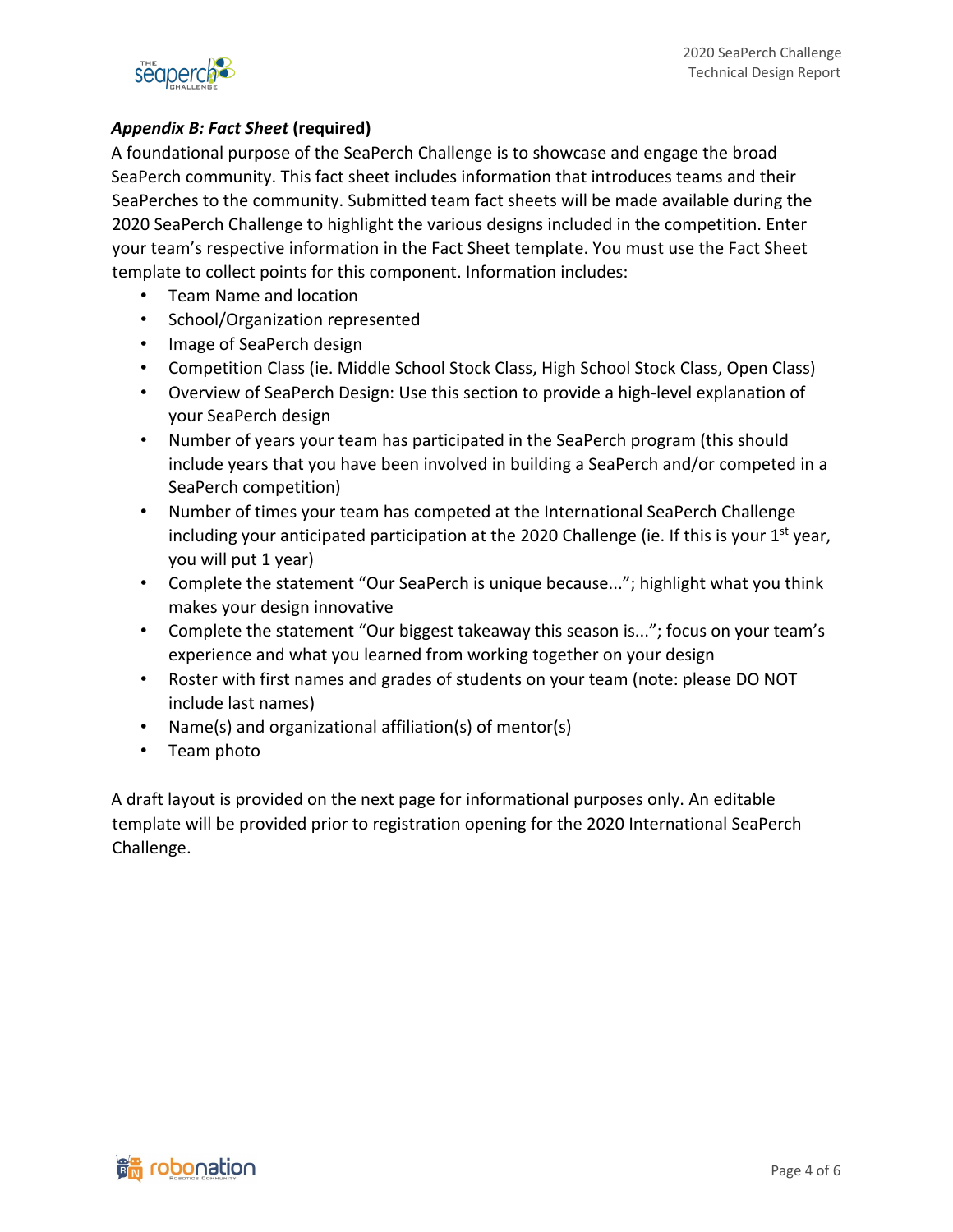***Appendix B: Fact Sheet* (required)**

A foundational purpose of the SeaPerch Challenge is to showcase and engage the broad SeaPerch community. This fact sheet includes information that introduces teams and their SeaPerches to the community. Submitted team fact sheets will be made available during the 2020 SeaPerch Challenge to highlight the various designs included in the competition. Enter your team's respective information in the Fact Sheet template. You must use the Fact Sheet template to collect points for this component. Information includes:

- Team Name and location
- School/Organization represented
- Image of SeaPerch design
- Competition Class (ie. Middle School Stock Class, High School Stock Class, Open Class)
- Overview of SeaPerch Design: Use this section to provide a high-level explanation of your SeaPerch design
- Number of years your team has participated in the SeaPerch program (this should include years that you have been involved in building a SeaPerch and/or competed in a SeaPerch competition)
- Number of times your team has competed at the International SeaPerch Challenge including your anticipated participation at the 2020 Challenge (ie. If this is your 1st year, you will put 1 year)
- Complete the statement "Our SeaPerch is unique because..."; highlight what you think makes your design innovative
- Complete the statement "Our biggest takeaway this season is..."; focus on your team's experience and what you learned from working together on your design
- Roster with first names and grades of students on your team (note: please DO NOT include last names)
- Name(s) and organizational affiliation(s) of mentor(s)
- Team photo

A draft layout is provided on the next page for informational purposes only. An editable template will be provided prior to registration opening for the 2020 International SeaPerch Challenge.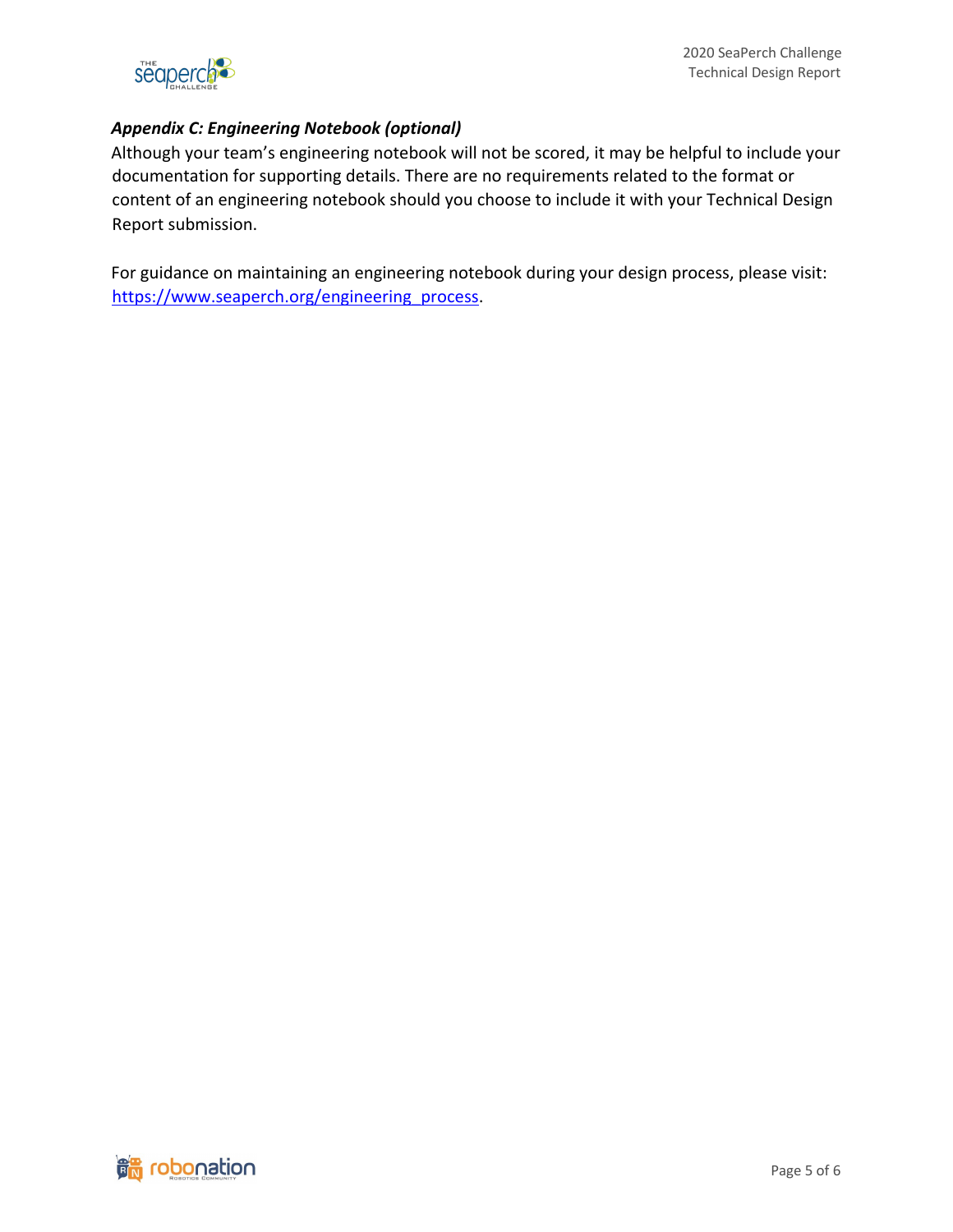### *Appendix C: Engineering Notebook (optional)*

Although your team's engineering notebook will not be scored, it may be helpful to include your documentation for supporting details. There are no requirements related to the format or content of an engineering notebook should you choose to include it with your Technical Design Report submission.

For guidance on maintaining an engineering notebook during your design process, please visit: [https://www.seaperch.org/engineering_process](https://www.seaperch.org/engineering_process).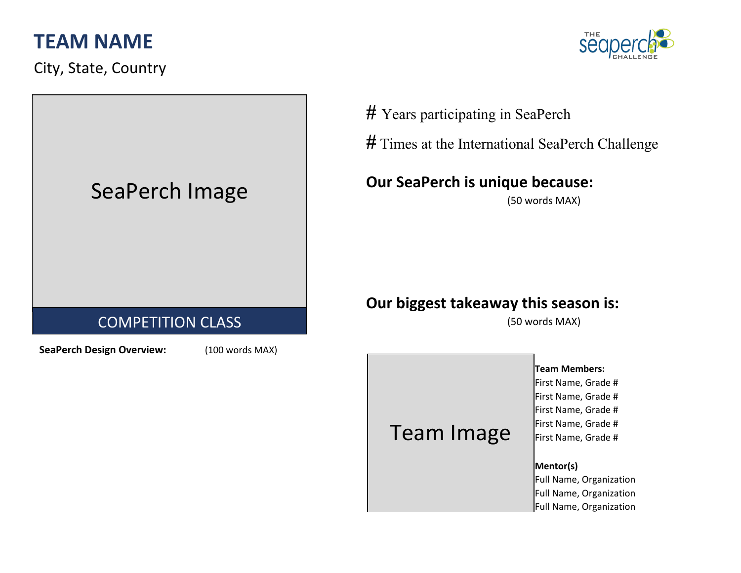# TEAM NAME

City, State, Country

SeaPerch Image

COMPETITION CLASS

**SeaPerch Design Overview:** (100 words MAX)

# Years participating in SeaPerch

# Times at the International SeaPerch Challenge

## Our SeaPerch is unique because:

(50 words MAX)

## Our biggest takeaway this season is:

(50 words MAX)

Team Image

**Team Members:**

First Name, Grade #
First Name, Grade #
First Name, Grade #
First Name, Grade #
First Name, Grade #

**Mentor(s)**

Full Name, Organization
Full Name, Organization
Full Name, Organization